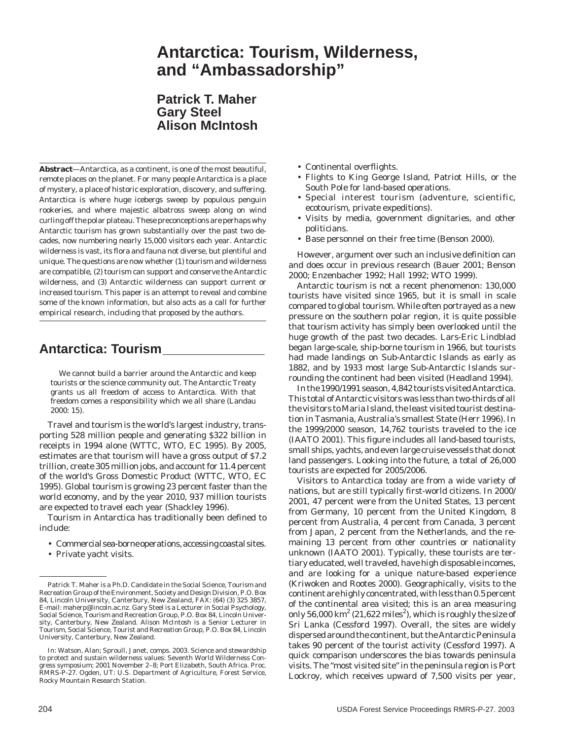# Antarctica: Tourism, Wilderness, and "Ambassadorship"

**Patrick T. Maher**
**Gary Steel**
**Alison McIntosh**

**Abstract**—Antarctica, as a continent, is one of the most beautiful, remote places on the planet. For many people Antarctica is a place of mystery, a place of historic exploration, discovery, and suffering. Antarctica is where huge icebergs sweep by populous penguin rookeries, and where majestic albatross sweep along on wind curling off the polar plateau. These preconceptions are perhaps why Antarctic tourism has grown substantially over the past two decades, now numbering nearly 15,000 visitors each year. Antarctic wilderness is vast, its flora and fauna not diverse, but plentiful and unique. The questions are now whether (1) tourism and wilderness are compatible, (2) tourism can support and conserve the Antarctic wilderness, and (3) Antarctic wilderness can support current or increased tourism. This paper is an attempt to reveal and combine some of the known information, but also acts as a call for further empirical research, including that proposed by the authors.

## Antarctica: Tourism

> We cannot build a barrier around the Antarctic and keep tourists or the science community out. The Antarctic Treaty grants us all freedom of access to Antarctica. With that freedom comes a responsibility which we all share (Landau 2000: 15).

Travel and tourism is the world's largest industry, transporting 528 million people and generating $322 billion in receipts in 1994 alone (WTTC, WTO, EC 1995). By 2005, estimates are that tourism will have a gross output of $7.2 trillion, create 305 million jobs, and account for 11.4 percent of the world's Gross Domestic Product (WTTC, WTO, EC 1995). Global tourism is growing 23 percent faster than the world economy, and by the year 2010, 937 million tourists are expected to travel each year (Shackley 1996).

Tourism in Antarctica has traditionally been defined to include:

- Commercial sea-borne operations, accessing coastal sites.
- Private yacht visits.
- Continental overflights.
- Flights to King George Island, Patriot Hills, or the South Pole for land-based operations.
- Special interest tourism (adventure, scientific, ecotourism, private expeditions).
- Visits by media, government dignitaries, and other politicians.
- Base personnel on their free time (Benson 2000).

However, argument over such an inclusive definition can and does occur in previous research (Bauer 2001; Benson 2000; Enzenbacher 1992; Hall 1992; WTO 1999).

Antarctic tourism is not a recent phenomenon: 130,000 tourists have visited since 1965, but it is small in scale compared to global tourism. While often portrayed as a new pressure on the southern polar region, it is quite possible that tourism activity has simply been overlooked until the huge growth of the past two decades. Lars-Eric Lindblad began large-scale, ship-borne tourism in 1966, but tourists had made landings on Sub-Antarctic Islands as early as 1882, and by 1933 most large Sub-Antarctic Islands surrounding the continent had been visited (Headland 1994).

In the 1990/1991 season, 4,842 tourists visited Antarctica. This total of Antarctic visitors was less than two-thirds of all the visitors to Maria Island, the least visited tourist destination in Tasmania, Australia's smallest State (Herr 1996). In the 1999/2000 season, 14,762 tourists traveled to the ice (IAATO 2001). This figure includes all land-based tourists, small ships, yachts, and even large cruise vessels that do not land passengers. Looking into the future, a total of 26,000 tourists are expected for 2005/2006.

Visitors to Antarctica today are from a wide variety of nations, but are still typically first-world citizens. In 2000/2001, 47 percent were from the United States, 13 percent from Germany, 10 percent from the United Kingdom, 8 percent from Australia, 4 percent from Canada, 3 percent from Japan, 2 percent from the Netherlands, and the remaining 13 percent from other countries or nationality unknown (IAATO 2001). Typically, these tourists are tertiary educated, well traveled, have high disposable incomes, and are looking for a unique nature-based experience (Kriwoken and Rootes 2000). Geographically, visits to the continent are highly concentrated, with less than 0.5 percent of the continental area visited; this is an area measuring only 56,000 km$^2$ (21,622 miles$^2$), which is roughly the size of Sri Lanka (Cessford 1997). Overall, the sites are widely dispersed around the continent, but the Antarctic Peninsula takes 90 percent of the tourist activity (Cessford 1997). A quick comparison underscores the bias towards peninsula visits. The "most visited site" in the peninsula region is Port Lockroy, which receives upward of 7,500 visits per year,

---

Patrick T. Maher is a Ph.D. Candidate in the Social Science, Tourism and Recreation Group of the Environment, Society and Design Division, P.O. Box 84, Lincoln University, Canterbury, New Zealand, FAX: (64) (3) 325 3857, E-mail: maherp@lincoln.ac.nz. Gary Steel is a Lecturer in Social Psychology, Social Science, Tourism and Recreation Group, P.O. Box 84, Lincoln University, Canterbury, New Zealand. Alison McIntosh is a Senior Lecturer in Tourism, Social Science, Tourist and Recreation Group, P.O. Box 84, Lincoln University, Canterbury, New Zealand.

In: Watson, Alan; Sproull, Janet, comps. 2003. Science and stewardship to protect and sustain wilderness values: Seventh World Wilderness Congress symposium; 2001 November 2–8; Port Elizabeth, South Africa. Proc. RMRS-P-27. Ogden, UT: U.S. Department of Agriculture, Forest Service, Rocky Mountain Research Station.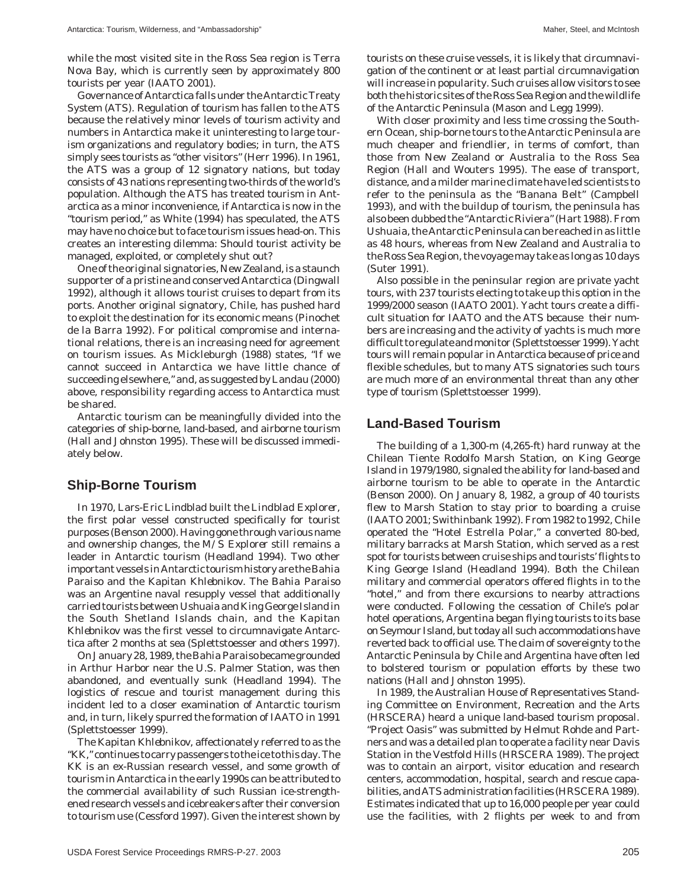while the most visited site in the Ross Sea region is Terra Nova Bay, which is currently seen by approximately 800 tourists per year (IAATO 2001).

Governance of Antarctica falls under the Antarctic Treaty System (ATS). Regulation of tourism has fallen to the ATS because the relatively minor levels of tourism activity and numbers in Antarctica make it uninteresting to large tourism organizations and regulatory bodies; in turn, the ATS simply sees tourists as "other visitors" (Herr 1996). In 1961, the ATS was a group of 12 signatory nations, but today consists of 43 nations representing two-thirds of the world's population. Although the ATS has treated tourism in Antarctica as a minor inconvenience, if Antarctica is now in the "tourism period," as White (1994) has speculated, the ATS may have no choice but to face tourism issues head-on. This creates an interesting dilemma: Should tourist activity be managed, exploited, or completely shut out?

One of the original signatories, New Zealand, is a staunch supporter of a pristine and conserved Antarctica (Dingwall 1992), although it allows tourist cruises to depart from its ports. Another original signatory, Chile, has pushed hard to exploit the destination for its economic means (Pinochet de la Barra 1992). For political compromise and international relations, there is an increasing need for agreement on tourism issues. As Mickleburgh (1988) states, "If we cannot succeed in Antarctica we have little chance of succeeding elsewhere," and, as suggested by Landau (2000) above, responsibility regarding access to Antarctica must be shared.

Antarctic tourism can be meaningfully divided into the categories of ship-borne, land-based, and airborne tourism (Hall and Johnston 1995). These will be discussed immediately below.

## Ship-Borne Tourism

In 1970, Lars-Eric Lindblad built the *Lindblad Explorer*, the first polar vessel constructed specifically for tourist purposes (Benson 2000). Having gone through various name and ownership changes, the *M/S Explorer* still remains a leader in Antarctic tourism (Headland 1994). Two other important vessels in Antarctic tourism history are the *Bahia Paraiso* and the *Kapitan Khlebnikov*. The *Bahia Paraiso* was an Argentine naval resupply vessel that additionally carried tourists between Ushuaia and King George Island in the South Shetland Islands chain, and the *Kapitan Khlebnikov* was the first vessel to circumnavigate Antarctica after 2 months at sea (Splettstoesser and others 1997).

On January 28, 1989, the *Bahia Paraiso* became grounded in Arthur Harbor near the U.S. Palmer Station, was then abandoned, and eventually sunk (Headland 1994). The logistics of rescue and tourist management during this incident led to a closer examination of Antarctic tourism and, in turn, likely spurred the formation of IAATO in 1991 (Splettstoesser 1999).

The *Kapitan Khlebnikov*, affectionately referred to as the "KK," continues to carry passengers to the ice to this day. The KK is an ex-Russian research vessel, and some growth of tourism in Antarctica in the early 1990s can be attributed to the commercial availability of such Russian ice-strengthened research vessels and icebreakers after their conversion to tourism use (Cessford 1997). Given the interest shown by tourists on these cruise vessels, it is likely that circumnavigation of the continent or at least partial circumnavigation will increase in popularity. Such cruises allow visitors to see both the historic sites of the Ross Sea Region and the wildlife of the Antarctic Peninsula (Mason and Legg 1999).

With closer proximity and less time crossing the Southern Ocean, ship-borne tours to the Antarctic Peninsula are much cheaper and friendlier, in terms of comfort, than those from New Zealand or Australia to the Ross Sea Region (Hall and Wouters 1995). The ease of transport, distance, and a milder marine climate have led scientists to refer to the peninsula as the "Banana Belt" (Campbell 1993), and with the buildup of tourism, the peninsula has also been dubbed the "Antarctic Riviera" (Hart 1988). From Ushuaia, the Antarctic Peninsula can be reached in as little as 48 hours, whereas from New Zealand and Australia to the Ross Sea Region, the voyage may take as long as 10 days (Suter 1991).

Also possible in the peninsular region are private yacht tours, with 237 tourists electing to take up this option in the 1999/2000 season (IAATO 2001). Yacht tours create a difficult situation for IAATO and the ATS because their numbers are increasing and the activity of yachts is much more difficult to regulate and monitor (Splettstoesser 1999). Yacht tours will remain popular in Antarctica because of price and flexible schedules, but to many ATS signatories such tours are much more of an environmental threat than any other type of tourism (Splettstoesser 1999).

## Land-Based Tourism

The building of a 1,300-m (4,265-ft) hard runway at the Chilean Tiente Rodolfo Marsh Station, on King George Island in 1979/1980, signaled the ability for land-based and airborne tourism to be able to operate in the Antarctic (Benson 2000). On January 8, 1982, a group of 40 tourists flew to Marsh Station to stay prior to boarding a cruise (IAATO 2001; Swithinbank 1992). From 1982 to 1992, Chile operated the "Hotel Estrella Polar," a converted 80-bed, military barracks at Marsh Station, which served as a rest spot for tourists between cruise ships and tourists' flights to King George Island (Headland 1994). Both the Chilean military and commercial operators offered flights in to the "hotel," and from there excursions to nearby attractions were conducted. Following the cessation of Chile's polar hotel operations, Argentina began flying tourists to its base on Seymour Island, but today all such accommodations have reverted back to official use. The claim of sovereignty to the Antarctic Peninsula by Chile and Argentina have often led to bolstered tourism or population efforts by these two nations (Hall and Johnston 1995).

In 1989, the Australian House of Representatives Standing Committee on Environment, Recreation and the Arts (HRSCERA) heard a unique land-based tourism proposal. "Project Oasis" was submitted by Helmut Rohde and Partners and was a detailed plan to operate a facility near Davis Station in the Vestfold Hills (HRSCERA 1989). The project was to contain an airport, visitor education and research centers, accommodation, hospital, search and rescue capabilities, and ATS administration facilities (HRSCERA 1989). Estimates indicated that up to 16,000 people per year could use the facilities, with 2 flights per week to and from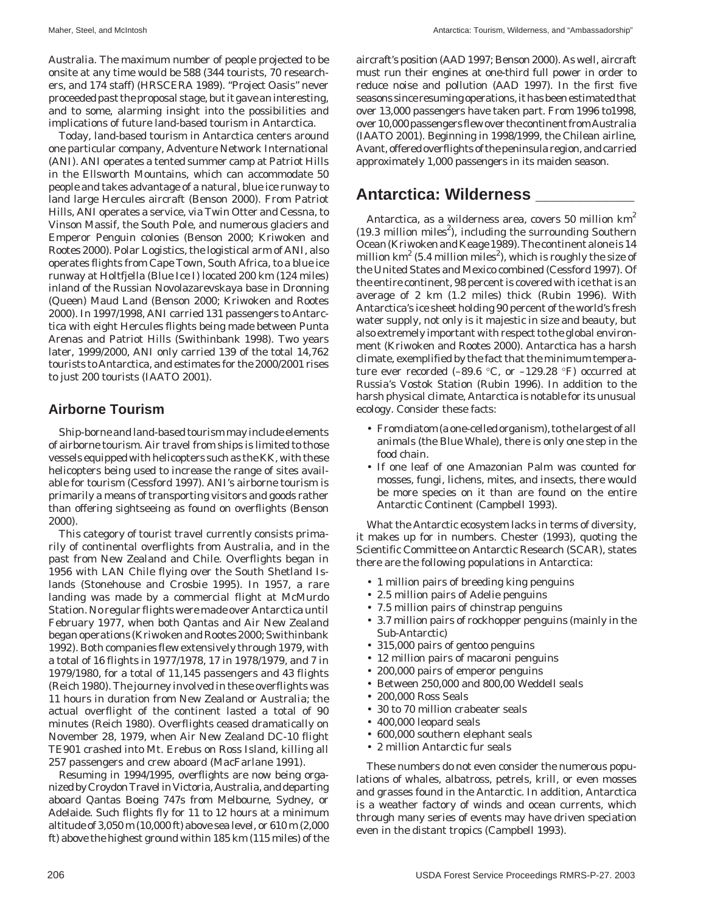Australia. The maximum number of people projected to be onsite at any time would be 588 (344 tourists, 70 researchers, and 174 staff) (HRSCERA 1989). "Project Oasis" never proceeded past the proposal stage, but it gave an interesting, and to some, alarming insight into the possibilities and implications of future land-based tourism in Antarctica.

Today, land-based tourism in Antarctica centers around one particular company, Adventure Network International (ANI). ANI operates a tented summer camp at Patriot Hills in the Ellsworth Mountains, which can accommodate 50 people and takes advantage of a natural, blue ice runway to land large Hercules aircraft (Benson 2000). From Patriot Hills, ANI operates a service, via Twin Otter and Cessna, to Vinson Massif, the South Pole, and numerous glaciers and Emperor Penguin colonies (Benson 2000; Kriwoken and Rootes 2000). Polar Logistics, the logistical arm of ANI, also operates flights from Cape Town, South Africa, to a blue ice runway at Holtfjella (Blue Ice I) located 200 km (124 miles) inland of the Russian Novolazarevskaya base in Dronning (Queen) Maud Land (Benson 2000; Kriwoken and Rootes 2000). In 1997/1998, ANI carried 131 passengers to Antarctica with eight Hercules flights being made between Punta Arenas and Patriot Hills (Swithinbank 1998). Two years later, 1999/2000, ANI only carried 139 of the total 14,762 tourists to Antarctica, and estimates for the 2000/2001 rises to just 200 tourists (IAATO 2001).

## Airborne Tourism

Ship-borne and land-based tourism may include elements of airborne tourism. Air travel from ships is limited to those vessels equipped with helicopters such as the KK, with these helicopters being used to increase the range of sites available for tourism (Cessford 1997). ANI's airborne tourism is primarily a means of transporting visitors and goods rather than offering sightseeing as found on overflights (Benson 2000).

This category of tourist travel currently consists primarily of continental overflights from Australia, and in the past from New Zealand and Chile. Overflights began in 1956 with LAN Chile flying over the South Shetland Islands (Stonehouse and Crosbie 1995). In 1957, a rare landing was made by a commercial flight at McMurdo Station. No regular flights were made over Antarctica until February 1977, when both Qantas and Air New Zealand began operations (Kriwoken and Rootes 2000; Swithinbank 1992). Both companies flew extensively through 1979, with a total of 16 flights in 1977/1978, 17 in 1978/1979, and 7 in 1979/1980, for a total of 11,145 passengers and 43 flights (Reich 1980). The journey involved in these overflights was 11 hours in duration from New Zealand or Australia; the actual overflight of the continent lasted a total of 90 minutes (Reich 1980). Overflights ceased dramatically on November 28, 1979, when Air New Zealand DC-10 flight TE901 crashed into Mt. Erebus on Ross Island, killing all 257 passengers and crew aboard (MacFarlane 1991).

Resuming in 1994/1995, overflights are now being organized by Croydon Travel in Victoria, Australia, and departing aboard Qantas Boeing 747s from Melbourne, Sydney, or Adelaide. Such flights fly for 11 to 12 hours at a minimum altitude of 3,050 m (10,000 ft) above sea level, or 610 m (2,000 ft) above the highest ground within 185 km (115 miles) of the aircraft's position (AAD 1997; Benson 2000). As well, aircraft must run their engines at one-third full power in order to reduce noise and pollution (AAD 1997). In the first five seasons since resuming operations, it has been estimated that over 13,000 passengers have taken part. From 1996 to1998, over 10,000 passengers flew over the continent from Australia (IAATO 2001). Beginning in 1998/1999, the Chilean airline, Avant, offered overflights of the peninsula region, and carried approximately 1,000 passengers in its maiden season.

# Antarctica: Wilderness

Antarctica, as a wilderness area, covers 50 million km$^2$ (19.3 million miles$^2$), including the surrounding Southern Ocean (Kriwoken and Keage 1989). The continent alone is 14 million km$^2$ (5.4 million miles$^2$), which is roughly the size of the United States and Mexico combined (Cessford 1997). Of the entire continent, 98 percent is covered with ice that is an average of 2 km (1.2 miles) thick (Rubin 1996). With Antarctica's ice sheet holding 90 percent of the world's fresh water supply, not only is it majestic in size and beauty, but also extremely important with respect to the global environment (Kriwoken and Rootes 2000). Antarctica has a harsh climate, exemplified by the fact that the minimum temperature ever recorded (–89.6 °C, or –129.28 °F) occurred at Russia's Vostok Station (Rubin 1996). In addition to the harsh physical climate, Antarctica is notable for its unusual ecology. Consider these facts:

- From diatom (a one-celled organism), to the largest of all animals (the Blue Whale), there is only one step in the food chain.
- If one leaf of one Amazonian Palm was counted for mosses, fungi, lichens, mites, and insects, there would be more species on it than are found on the entire Antarctic Continent (Campbell 1993).

What the Antarctic ecosystem lacks in terms of diversity, it makes up for in numbers. Chester (1993), quoting the Scientific Committee on Antarctic Research (SCAR), states there are the following populations in Antarctica:

- 1 million pairs of breeding king penguins
- 2.5 million pairs of Adelie penguins
- 7.5 million pairs of chinstrap penguins
- 3.7 million pairs of rockhopper penguins (mainly in the Sub-Antarctic)
- 315,000 pairs of gentoo penguins
- 12 million pairs of macaroni penguins
- 200,000 pairs of emperor penguins
- Between 250,000 and 800,00 Weddell seals
- 200,000 Ross Seals
- 30 to 70 million crabeater seals
- 400,000 leopard seals
- 600,000 southern elephant seals
- 2 million Antarctic fur seals

These numbers do not even consider the numerous populations of whales, albatross, petrels, krill, or even mosses and grasses found in the Antarctic. In addition, Antarctica is a weather factory of winds and ocean currents, which through many series of events may have driven speciation even in the distant tropics (Campbell 1993).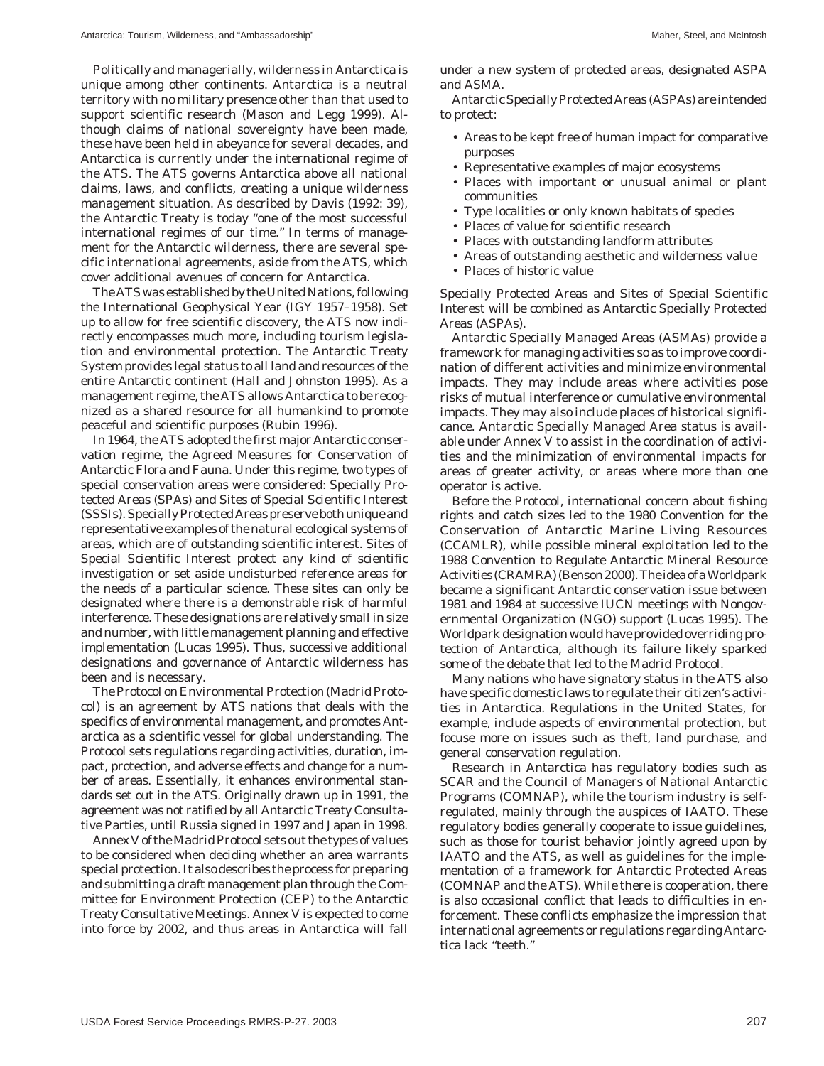Politically and managerially, wilderness in Antarctica is unique among other continents. Antarctica is a neutral territory with no military presence other than that used to support scientific research (Mason and Legg 1999). Although claims of national sovereignty have been made, these have been held in abeyance for several decades, and Antarctica is currently under the international regime of the ATS. The ATS governs Antarctica above all national claims, laws, and conflicts, creating a unique wilderness management situation. As described by Davis (1992: 39), the Antarctic Treaty is today "one of the most successful international regimes of our time." In terms of management for the Antarctic wilderness, there are several specific international agreements, aside from the ATS, which cover additional avenues of concern for Antarctica.

The ATS was established by the United Nations, following the International Geophysical Year (IGY 1957–1958). Set up to allow for free scientific discovery, the ATS now indirectly encompasses much more, including tourism legislation and environmental protection. The Antarctic Treaty System provides legal status to all land and resources of the entire Antarctic continent (Hall and Johnston 1995). As a management regime, the ATS allows Antarctica to be recognized as a shared resource for all humankind to promote peaceful and scientific purposes (Rubin 1996).

In 1964, the ATS adopted the first major Antarctic conservation regime, the Agreed Measures for Conservation of Antarctic Flora and Fauna. Under this regime, two types of special conservation areas were considered: Specially Protected Areas (SPAs) and Sites of Special Scientific Interest (SSSIs). Specially Protected Areas preserve both unique and representative examples of the natural ecological systems of areas, which are of outstanding scientific interest. Sites of Special Scientific Interest protect any kind of scientific investigation or set aside undisturbed reference areas for the needs of a particular science. These sites can only be designated where there is a demonstrable risk of harmful interference. These designations are relatively small in size and number, with little management planning and effective implementation (Lucas 1995). Thus, successive additional designations and governance of Antarctic wilderness has been and is necessary.

The Protocol on Environmental Protection (Madrid Protocol) is an agreement by ATS nations that deals with the specifics of environmental management, and promotes Antarctica as a scientific vessel for global understanding. The Protocol sets regulations regarding activities, duration, impact, protection, and adverse effects and change for a number of areas. Essentially, it enhances environmental standards set out in the ATS. Originally drawn up in 1991, the agreement was not ratified by all Antarctic Treaty Consultative Parties, until Russia signed in 1997 and Japan in 1998.

Annex V of the Madrid Protocol sets out the types of values to be considered when deciding whether an area warrants special protection. It also describes the process for preparing and submitting a draft management plan through the Committee for Environment Protection (CEP) to the Antarctic Treaty Consultative Meetings. Annex V is expected to come into force by 2002, and thus areas in Antarctica will fall under a new system of protected areas, designated ASPA and ASMA.

Antarctic Specially Protected Areas (ASPAs) are intended to protect:

- Areas to be kept free of human impact for comparative purposes
- Representative examples of major ecosystems
- Places with important or unusual animal or plant communities
- Type localities or only known habitats of species
- Places of value for scientific research
- Places with outstanding landform attributes
- Areas of outstanding aesthetic and wilderness value
- Places of historic value

Specially Protected Areas and Sites of Special Scientific Interest will be combined as Antarctic Specially Protected Areas (ASPAs).

Antarctic Specially Managed Areas (ASMAs) provide a framework for managing activities so as to improve coordination of different activities and minimize environmental impacts. They may include areas where activities pose risks of mutual interference or cumulative environmental impacts. They may also include places of historical significance. Antarctic Specially Managed Area status is available under Annex V to assist in the coordination of activities and the minimization of environmental impacts for areas of greater activity, or areas where more than one operator is active.

Before the Protocol, international concern about fishing rights and catch sizes led to the 1980 Convention for the Conservation of Antarctic Marine Living Resources (CCAMLR), while possible mineral exploitation led to the 1988 Convention to Regulate Antarctic Mineral Resource Activities (CRAMRA) (Benson 2000). The idea of a Worldpark became a significant Antarctic conservation issue between 1981 and 1984 at successive IUCN meetings with Nongovernmental Organization (NGO) support (Lucas 1995). The Worldpark designation would have provided overriding protection of Antarctica, although its failure likely sparked some of the debate that led to the Madrid Protocol.

Many nations who have signatory status in the ATS also have specific domestic laws to regulate their citizen's activities in Antarctica. Regulations in the United States, for example, include aspects of environmental protection, but focuse more on issues such as theft, land purchase, and general conservation regulation.

Research in Antarctica has regulatory bodies such as SCAR and the Council of Managers of National Antarctic Programs (COMNAP), while the tourism industry is self-regulated, mainly through the auspices of IAATO. These regulatory bodies generally cooperate to issue guidelines, such as those for tourist behavior jointly agreed upon by IAATO and the ATS, as well as guidelines for the implementation of a framework for Antarctic Protected Areas (COMNAP and the ATS). While there is cooperation, there is also occasional conflict that leads to difficulties in enforcement. These conflicts emphasize the impression that international agreements or regulations regarding Antarctica lack "teeth."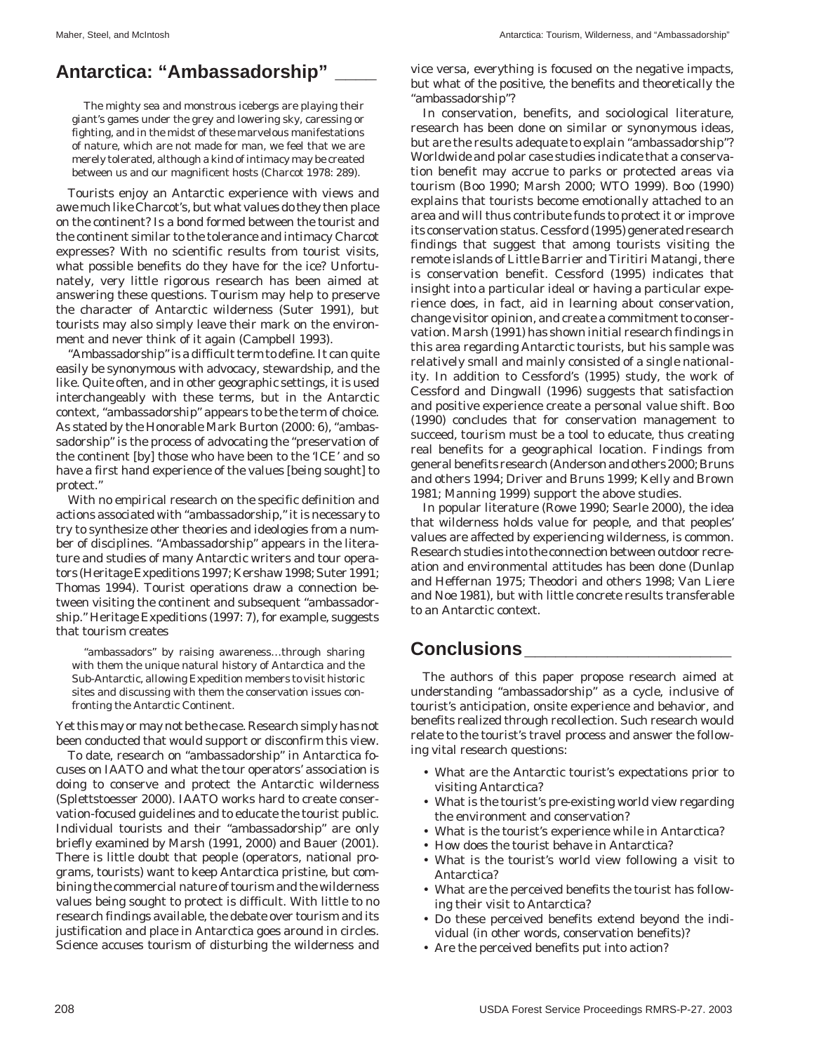## Antarctica: "Ambassadorship"

> The mighty sea and monstrous icebergs are playing their giant's games under the grey and lowering sky, caressing or fighting, and in the midst of these marvelous manifestations of nature, which are not made for man, we feel that we are merely tolerated, although a kind of intimacy may be created between us and our magnificent hosts (Charcot 1978: 289).

Tourists enjoy an Antarctic experience with views and awe much like Charcot's, but what values do they then place on the continent? Is a bond formed between the tourist and the continent similar to the tolerance and intimacy Charcot expresses? With no scientific results from tourist visits, what possible benefits do they have for the ice? Unfortunately, very little rigorous research has been aimed at answering these questions. Tourism may help to preserve the character of Antarctic wilderness (Suter 1991), but tourists may also simply leave their mark on the environment and never think of it again (Campbell 1993).

"Ambassadorship" is a difficult term to define. It can quite easily be synonymous with advocacy, stewardship, and the like. Quite often, and in other geographic settings, it is used interchangeably with these terms, but in the Antarctic context, "ambassadorship" appears to be the term of choice. As stated by the Honorable Mark Burton (2000: 6), "ambassadorship" is the process of advocating the "preservation of the continent [by] those who have been to the 'ICE' and so have a first hand experience of the values [being sought] to protect."

With no empirical research on the specific definition and actions associated with "ambassadorship," it is necessary to try to synthesize other theories and ideologies from a number of disciplines. "Ambassadorship" appears in the literature and studies of many Antarctic writers and tour operators (Heritage Expeditions 1997; Kershaw 1998; Suter 1991; Thomas 1994). Tourist operations draw a connection between visiting the continent and subsequent "ambassadorship." Heritage Expeditions (1997: 7), for example, suggests that tourism creates

> "ambassadors" by raising awareness…through sharing with them the unique natural history of Antarctica and the Sub-Antarctic, allowing Expedition members to visit historic sites and discussing with them the conservation issues confronting the Antarctic Continent.

Yet this may or may not be the case. Research simply has not been conducted that would support or disconfirm this view.

To date, research on "ambassadorship" in Antarctica focuses on IAATO and what the tour operators' association is doing to conserve and protect the Antarctic wilderness (Splettstoesser 2000). IAATO works hard to create conservation-focused guidelines and to educate the tourist public. Individual tourists and their "ambassadorship" are only briefly examined by Marsh (1991, 2000) and Bauer (2001). There is little doubt that people (operators, national programs, tourists) want to keep Antarctica pristine, but combining the commercial nature of tourism and the wilderness values being sought to protect is difficult. With little to no research findings available, the debate over tourism and its justification and place in Antarctica goes around in circles. Science accuses tourism of disturbing the wilderness and vice versa, everything is focused on the negative impacts, but what of the positive, the benefits and theoretically the "ambassadorship"?

In conservation, benefits, and sociological literature, research has been done on similar or synonymous ideas, but are the results adequate to explain "ambassadorship"? Worldwide and polar case studies indicate that a conservation benefit may accrue to parks or protected areas via tourism (Boo 1990; Marsh 2000; WTO 1999). Boo (1990) explains that tourists become emotionally attached to an area and will thus contribute funds to protect it or improve its conservation status. Cessford (1995) generated research findings that suggest that among tourists visiting the remote islands of Little Barrier and Tiritiri Matangi, there is conservation benefit. Cessford (1995) indicates that insight into a particular ideal or having a particular experience does, in fact, aid in learning about conservation, change visitor opinion, and create a commitment to conservation. Marsh (1991) has shown initial research findings in this area regarding Antarctic tourists, but his sample was relatively small and mainly consisted of a single nationality. In addition to Cessford's (1995) study, the work of Cessford and Dingwall (1996) suggests that satisfaction and positive experience create a personal value shift. Boo (1990) concludes that for conservation management to succeed, tourism must be a tool to educate, thus creating real benefits for a geographical location. Findings from general benefits research (Anderson and others 2000; Bruns and others 1994; Driver and Bruns 1999; Kelly and Brown 1981; Manning 1999) support the above studies.

In popular literature (Rowe 1990; Searle 2000), the idea that wilderness holds value for people, and that peoples' values are affected by experiencing wilderness, is common. Research studies into the connection between outdoor recreation and environmental attitudes has been done (Dunlap and Heffernan 1975; Theodori and others 1998; Van Liere and Noe 1981), but with little concrete results transferable to an Antarctic context.

## Conclusions

The authors of this paper propose research aimed at understanding "ambassadorship" as a cycle, inclusive of tourist's anticipation, onsite experience and behavior, and benefits realized through recollection. Such research would relate to the tourist's travel process and answer the following vital research questions:

- What are the Antarctic tourist's expectations prior to visiting Antarctica?
- What is the tourist's pre-existing world view regarding the environment and conservation?
- What is the tourist's experience while in Antarctica?
- How does the tourist behave in Antarctica?
- What is the tourist's world view following a visit to Antarctica?
- What are the perceived benefits the tourist has following their visit to Antarctica?
- Do these perceived benefits extend beyond the individual (in other words, conservation benefits)?
- Are the perceived benefits put into action?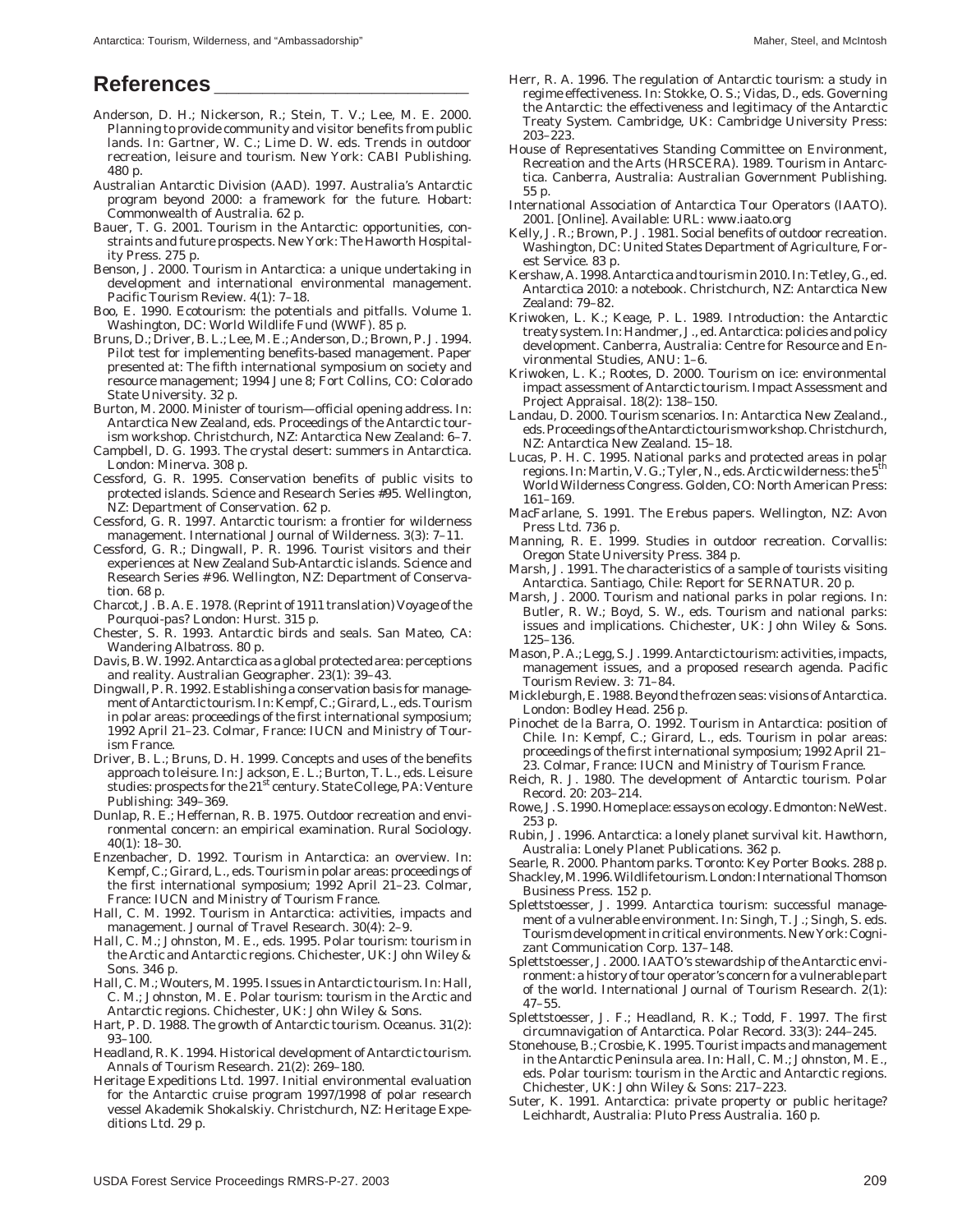## References

Anderson, D. H.; Nickerson, R.; Stein, T. V.; Lee, M. E. 2000. Planning to provide community and visitor benefits from public lands. In: Gartner, W. C.; Lime D. W. eds. Trends in outdoor recreation, leisure and tourism. New York: CABI Publishing. 480 p.

Australian Antarctic Division (AAD). 1997. Australia's Antarctic program beyond 2000: a framework for the future. Hobart: Commonwealth of Australia. 62 p.

Bauer, T. G. 2001. Tourism in the Antarctic: opportunities, constraints and future prospects. New York: The Haworth Hospitality Press. 275 p.

Benson, J. 2000. Tourism in Antarctica: a unique undertaking in development and international environmental management. Pacific Tourism Review. 4(1): 7–18.

Boo, E. 1990. Ecotourism: the potentials and pitfalls. Volume 1. Washington, DC: World Wildlife Fund (WWF). 85 p.

Bruns, D.; Driver, B. L.; Lee, M. E.; Anderson, D.; Brown, P. J. 1994. Pilot test for implementing benefits-based management. Paper presented at: The fifth international symposium on society and resource management; 1994 June 8; Fort Collins, CO: Colorado State University. 32 p.

Burton, M. 2000. Minister of tourism—official opening address. In: Antarctica New Zealand, eds. Proceedings of the Antarctic tourism workshop. Christchurch, NZ: Antarctica New Zealand: 6–7.

Campbell, D. G. 1993. The crystal desert: summers in Antarctica. London: Minerva. 308 p.

Cessford, G. R. 1995. Conservation benefits of public visits to protected islands. Science and Research Series #95. Wellington, NZ: Department of Conservation. 62 p.

Cessford, G. R. 1997. Antarctic tourism: a frontier for wilderness management. International Journal of Wilderness. 3(3): 7–11.

Cessford, G. R.; Dingwall, P. R. 1996. Tourist visitors and their experiences at New Zealand Sub-Antarctic islands. Science and Research Series # 96. Wellington, NZ: Department of Conservation. 68 p.

Charcot, J. B. A. E. 1978. (Reprint of 1911 translation) Voyage of the Pourquoi-pas? London: Hurst. 315 p.

Chester, S. R. 1993. Antarctic birds and seals. San Mateo, CA: Wandering Albatross. 80 p.

Davis, B. W. 1992. Antarctica as a global protected area: perceptions and reality. Australian Geographer. 23(1): 39–43.

Dingwall, P. R. 1992. Establishing a conservation basis for management of Antarctic tourism. In: Kempf, C.; Girard, L., eds. Tourism in polar areas: proceedings of the first international symposium; 1992 April 21–23. Colmar, France: IUCN and Ministry of Tourism France.

Driver, B. L.; Bruns, D. H. 1999. Concepts and uses of the benefits approach to leisure. In: Jackson, E. L.; Burton, T. L., eds. Leisure studies: prospects for the 21st century. State College, PA: Venture Publishing: 349–369.

Dunlap, R. E.; Heffernan, R. B. 1975. Outdoor recreation and environmental concern: an empirical examination. Rural Sociology. 40(1): 18–30.

Enzenbacher, D. 1992. Tourism in Antarctica: an overview. In: Kempf, C.; Girard, L., eds. Tourism in polar areas: proceedings of the first international symposium; 1992 April 21–23. Colmar, France: IUCN and Ministry of Tourism France.

Hall, C. M. 1992. Tourism in Antarctica: activities, impacts and management. Journal of Travel Research. 30(4): 2–9.

Hall, C. M.; Johnston, M. E., eds. 1995. Polar tourism: tourism in the Arctic and Antarctic regions. Chichester, UK: John Wiley & Sons. 346 p.

Hall, C. M.; Wouters, M. 1995. Issues in Antarctic tourism. In: Hall, C. M.; Johnston, M. E. Polar tourism: tourism in the Arctic and Antarctic regions. Chichester, UK: John Wiley & Sons.

Hart, P. D. 1988. The growth of Antarctic tourism. Oceanus. 31(2): 93–100.

Headland, R. K. 1994. Historical development of Antarctic tourism. Annals of Tourism Research. 21(2): 269–180.

Heritage Expeditions Ltd. 1997. Initial environmental evaluation for the Antarctic cruise program 1997/1998 of polar research vessel Akademik Shokalskiy. Christchurch, NZ: Heritage Expeditions Ltd. 29 p.

Herr, R. A. 1996. The regulation of Antarctic tourism: a study in regime effectiveness. In: Stokke, O. S.; Vidas, D., eds. Governing the Antarctic: the effectiveness and legitimacy of the Antarctic Treaty System. Cambridge, UK: Cambridge University Press: 203–223.

House of Representatives Standing Committee on Environment, Recreation and the Arts (HRSCERA). 1989. Tourism in Antarctica. Canberra, Australia: Australian Government Publishing. 55 p.

International Association of Antarctica Tour Operators (IAATO). 2001. [Online]. Available: URL: www.iaato.org

Kelly, J. R.; Brown, P. J. 1981. Social benefits of outdoor recreation. Washington, DC: United States Department of Agriculture, Forest Service. 83 p.

Kershaw, A. 1998. Antarctica and tourism in 2010. In: Tetley, G., ed. Antarctica 2010: a notebook. Christchurch, NZ: Antarctica New Zealand: 79–82.

Kriwoken, L. K.; Keage, P. L. 1989. Introduction: the Antarctic treaty system. In: Handmer, J., ed. Antarctica: policies and policy development. Canberra, Australia: Centre for Resource and Environmental Studies, ANU: 1–6.

Kriwoken, L. K.; Rootes, D. 2000. Tourism on ice: environmental impact assessment of Antarctic tourism. Impact Assessment and Project Appraisal. 18(2): 138–150.

Landau, D. 2000. Tourism scenarios. In: Antarctica New Zealand., eds. Proceedings of the Antarctic tourism workshop. Christchurch, NZ: Antarctica New Zealand. 15–18.

Lucas, P. H. C. 1995. National parks and protected areas in polar regions. In: Martin, V. G.; Tyler, N., eds. Arctic wilderness: the 5th World Wilderness Congress. Golden, CO: North American Press: 161–169.

MacFarlane, S. 1991. The Erebus papers. Wellington, NZ: Avon Press Ltd. 736 p.

Manning, R. E. 1999. Studies in outdoor recreation. Corvallis: Oregon State University Press. 384 p.

Marsh, J. 1991. The characteristics of a sample of tourists visiting Antarctica. Santiago, Chile: Report for SERNATUR. 20 p.

Marsh, J. 2000. Tourism and national parks in polar regions. In: Butler, R. W.; Boyd, S. W., eds. Tourism and national parks: issues and implications. Chichester, UK: John Wiley & Sons. 125–136.

Mason, P. A.; Legg, S. J. 1999. Antarctic tourism: activities, impacts, management issues, and a proposed research agenda. Pacific Tourism Review. 3: 71–84.

Mickleburgh, E. 1988. Beyond the frozen seas: visions of Antarctica. London: Bodley Head. 256 p.

Pinochet de la Barra, O. 1992. Tourism in Antarctica: position of Chile. In: Kempf, C.; Girard, L., eds. Tourism in polar areas: proceedings of the first international symposium; 1992 April 21–23. Colmar, France: IUCN and Ministry of Tourism France.

Reich, R. J. 1980. The development of Antarctic tourism. Polar Record. 20: 203–214.

Rowe, J. S. 1990. Home place: essays on ecology. Edmonton: NeWest. 253 p.

Rubin, J. 1996. Antarctica: a lonely planet survival kit. Hawthorn, Australia: Lonely Planet Publications. 362 p.

Searle, R. 2000. Phantom parks. Toronto: Key Porter Books. 288 p.

Shackley, M. 1996. Wildlife tourism. London: International Thomson Business Press. 152 p.

Splettstoesser, J. 1999. Antarctica tourism: successful management of a vulnerable environment. In: Singh, T. J.; Singh, S. eds. Tourism development in critical environments. New York: Cognizant Communication Corp. 137–148.

Splettstoesser, J. 2000. IAATO's stewardship of the Antarctic environment: a history of tour operator's concern for a vulnerable part of the world. International Journal of Tourism Research. 2(1): 47–55.

Splettstoesser, J. F.; Headland, R. K.; Todd, F. 1997. The first circumnavigation of Antarctica. Polar Record. 33(3): 244–245.

Stonehouse, B.; Crosbie, K. 1995. Tourist impacts and management in the Antarctic Peninsula area. In: Hall, C. M.; Johnston, M. E., eds. Polar tourism: tourism in the Arctic and Antarctic regions. Chichester, UK: John Wiley & Sons: 217–223.

Suter, K. 1991. Antarctica: private property or public heritage? Leichhardt, Australia: Pluto Press Australia. 160 p.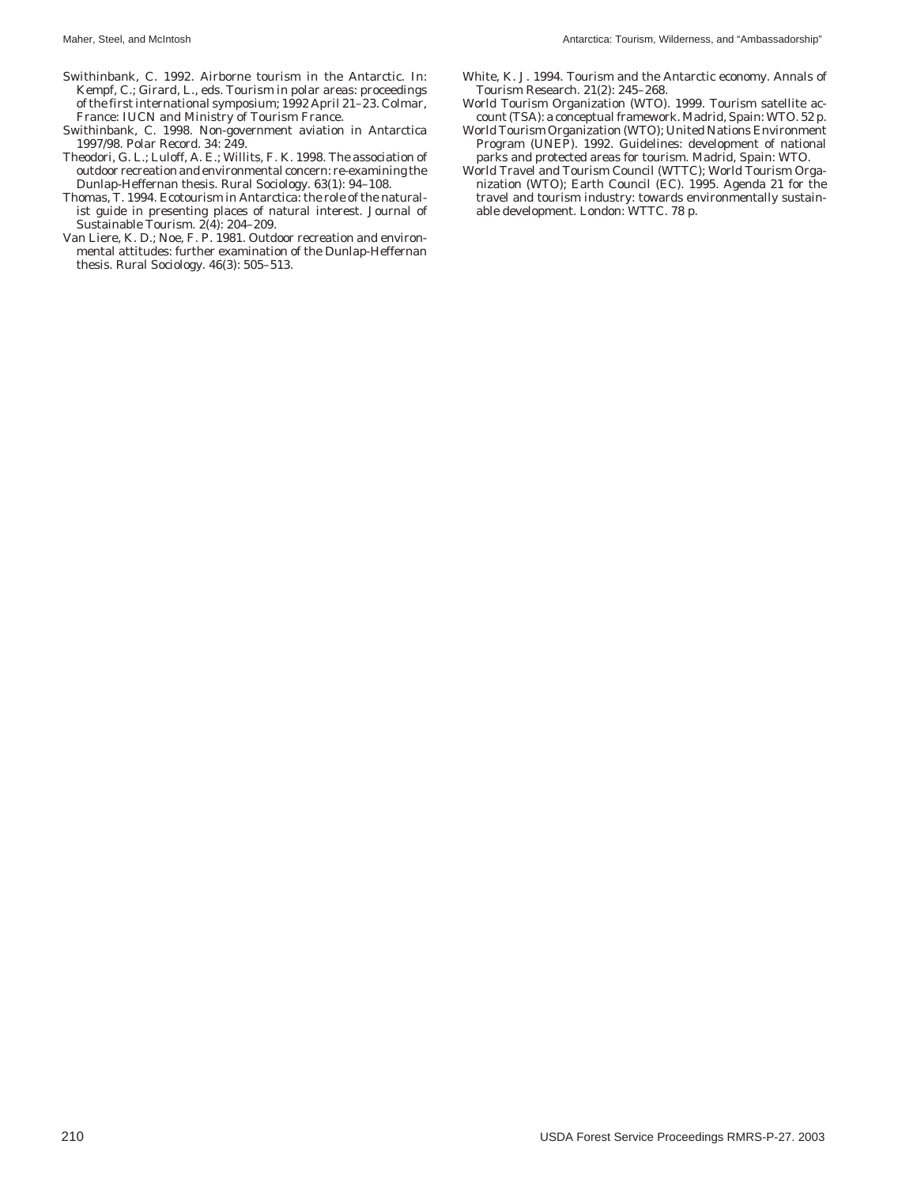Swithinbank, C. 1992. Airborne tourism in the Antarctic. In: Kempf, C.; Girard, L., eds. Tourism in polar areas: proceedings of the first international symposium; 1992 April 21–23. Colmar, France: IUCN and Ministry of Tourism France.

Swithinbank, C. 1998. Non-government aviation in Antarctica 1997/98. Polar Record. 34: 249.

Theodori, G. L.; Luloff, A. E.; Willits, F. K. 1998. The association of outdoor recreation and environmental concern: re-examining the Dunlap-Heffernan thesis. Rural Sociology. 63(1): 94–108.

Thomas, T. 1994. Ecotourism in Antarctica: the role of the naturalist guide in presenting places of natural interest. Journal of Sustainable Tourism. 2(4): 204–209.

Van Liere, K. D.; Noe, F. P. 1981. Outdoor recreation and environmental attitudes: further examination of the Dunlap-Heffernan thesis. Rural Sociology. 46(3): 505–513.

White, K. J. 1994. Tourism and the Antarctic economy. Annals of Tourism Research. 21(2): 245–268.

World Tourism Organization (WTO). 1999. Tourism satellite account (TSA): a conceptual framework. Madrid, Spain: WTO. 52 p.

World Tourism Organization (WTO); United Nations Environment Program (UNEP). 1992. Guidelines: development of national parks and protected areas for tourism. Madrid, Spain: WTO.

World Travel and Tourism Council (WTTC); World Tourism Organization (WTO); Earth Council (EC). 1995. Agenda 21 for the travel and tourism industry: towards environmentally sustainable development. London: WTTC. 78 p.